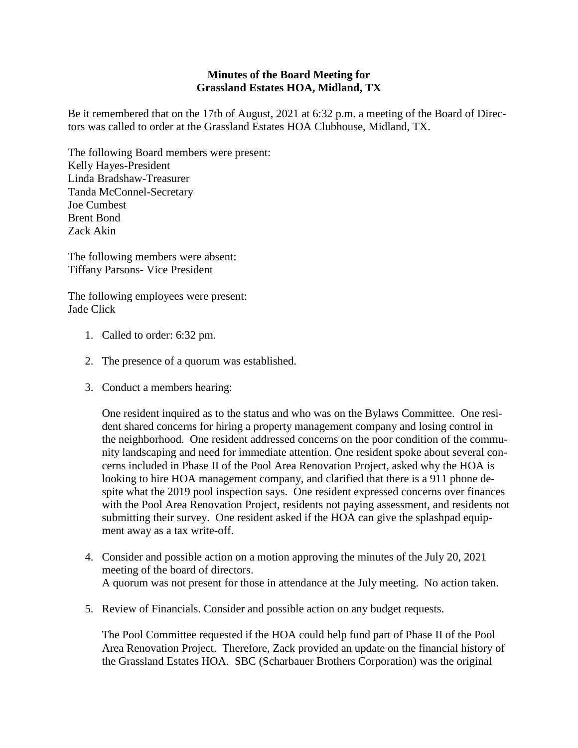**Minutes of the Board Meeting for**
**Grassland Estates HOA, Midland, TX**

Be it remembered that on the 17th of August, 2021 at 6:32 p.m. a meeting of the Board of Directors was called to order at the Grassland Estates HOA Clubhouse, Midland, TX.

The following Board members were present:
Kelly Hayes-President
Linda Bradshaw-Treasurer
Tanda McConnel-Secretary
Joe Cumbest
Brent Bond
Zack Akin

The following members were absent:
Tiffany Parsons- Vice President

The following employees were present:
Jade Click

1. Called to order: 6:32 pm.

2. The presence of a quorum was established.

3. Conduct a members hearing:

   One resident inquired as to the status and who was on the Bylaws Committee. One resident shared concerns for hiring a property management company and losing control in the neighborhood. One resident addressed concerns on the poor condition of the community landscaping and need for immediate attention. One resident spoke about several concerns included in Phase II of the Pool Area Renovation Project, asked why the HOA is looking to hire HOA management company, and clarified that there is a 911 phone despite what the 2019 pool inspection says. One resident expressed concerns over finances with the Pool Area Renovation Project, residents not paying assessment, and residents not submitting their survey. One resident asked if the HOA can give the splashpad equipment away as a tax write-off.

4. Consider and possible action on a motion approving the minutes of the July 20, 2021 meeting of the board of directors.
   A quorum was not present for those in attendance at the July meeting. No action taken.

5. Review of Financials. Consider and possible action on any budget requests.

   The Pool Committee requested if the HOA could help fund part of Phase II of the Pool Area Renovation Project. Therefore, Zack provided an update on the financial history of the Grassland Estates HOA. SBC (Scharbauer Brothers Corporation) was the original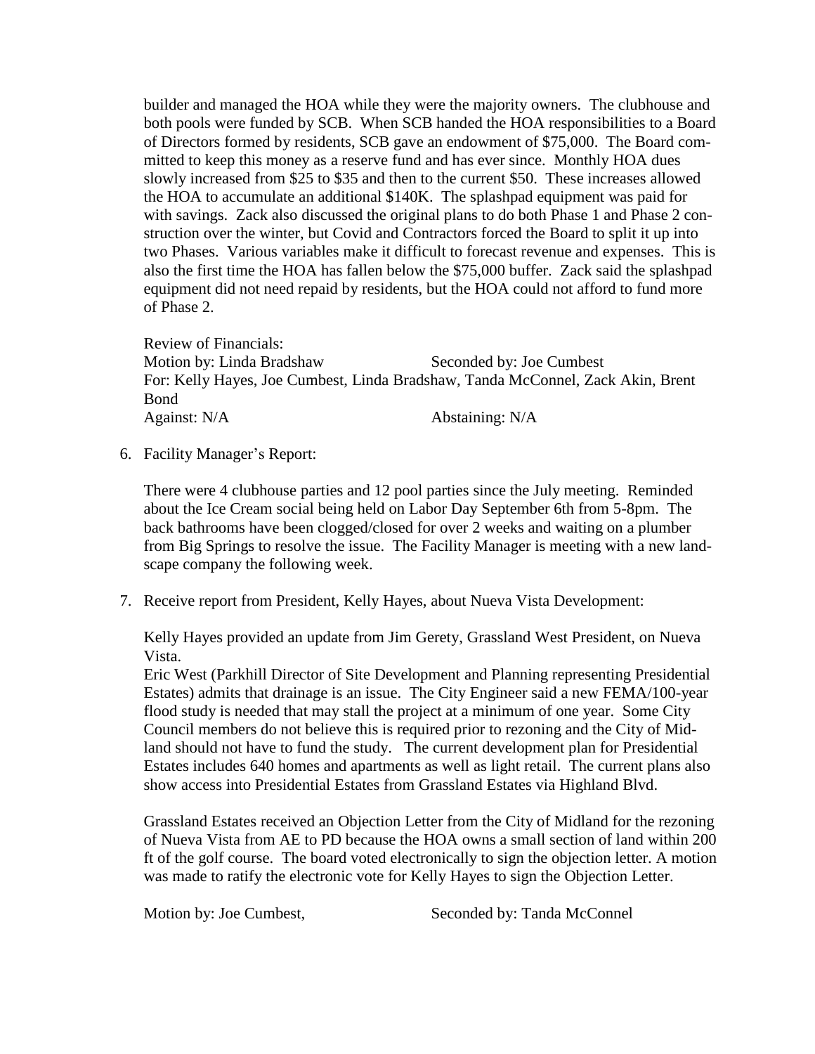builder and managed the HOA while they were the majority owners. The clubhouse and both pools were funded by SCB. When SCB handed the HOA responsibilities to a Board of Directors formed by residents, SCB gave an endowment of $75,000. The Board committed to keep this money as a reserve fund and has ever since. Monthly HOA dues slowly increased from $25 to $35 and then to the current $50. These increases allowed the HOA to accumulate an additional $140K. The splashpad equipment was paid for with savings. Zack also discussed the original plans to do both Phase 1 and Phase 2 construction over the winter, but Covid and Contractors forced the Board to split it up into two Phases. Various variables make it difficult to forecast revenue and expenses. This is also the first time the HOA has fallen below the $75,000 buffer. Zack said the splashpad equipment did not need repaid by residents, but the HOA could not afford to fund more of Phase 2.

Review of Financials:
Motion by: Linda Bradshaw Seconded by: Joe Cumbest
For: Kelly Hayes, Joe Cumbest, Linda Bradshaw, Tanda McConnel, Zack Akin, Brent Bond
Against: N/A Abstaining: N/A

6. Facility Manager's Report:

   There were 4 clubhouse parties and 12 pool parties since the July meeting. Reminded about the Ice Cream social being held on Labor Day September 6th from 5-8pm. The back bathrooms have been clogged/closed for over 2 weeks and waiting on a plumber from Big Springs to resolve the issue. The Facility Manager is meeting with a new landscape company the following week.

7. Receive report from President, Kelly Hayes, about Nueva Vista Development:

   Kelly Hayes provided an update from Jim Gerety, Grassland West President, on Nueva Vista.
   Eric West (Parkhill Director of Site Development and Planning representing Presidential Estates) admits that drainage is an issue. The City Engineer said a new FEMA/100-year flood study is needed that may stall the project at a minimum of one year. Some City Council members do not believe this is required prior to rezoning and the City of Midland should not have to fund the study. The current development plan for Presidential Estates includes 640 homes and apartments as well as light retail. The current plans also show access into Presidential Estates from Grassland Estates via Highland Blvd.

   Grassland Estates received an Objection Letter from the City of Midland for the rezoning of Nueva Vista from AE to PD because the HOA owns a small section of land within 200 ft of the golf course. The board voted electronically to sign the objection letter. A motion was made to ratify the electronic vote for Kelly Hayes to sign the Objection Letter.

   Motion by: Joe Cumbest, Seconded by: Tanda McConnel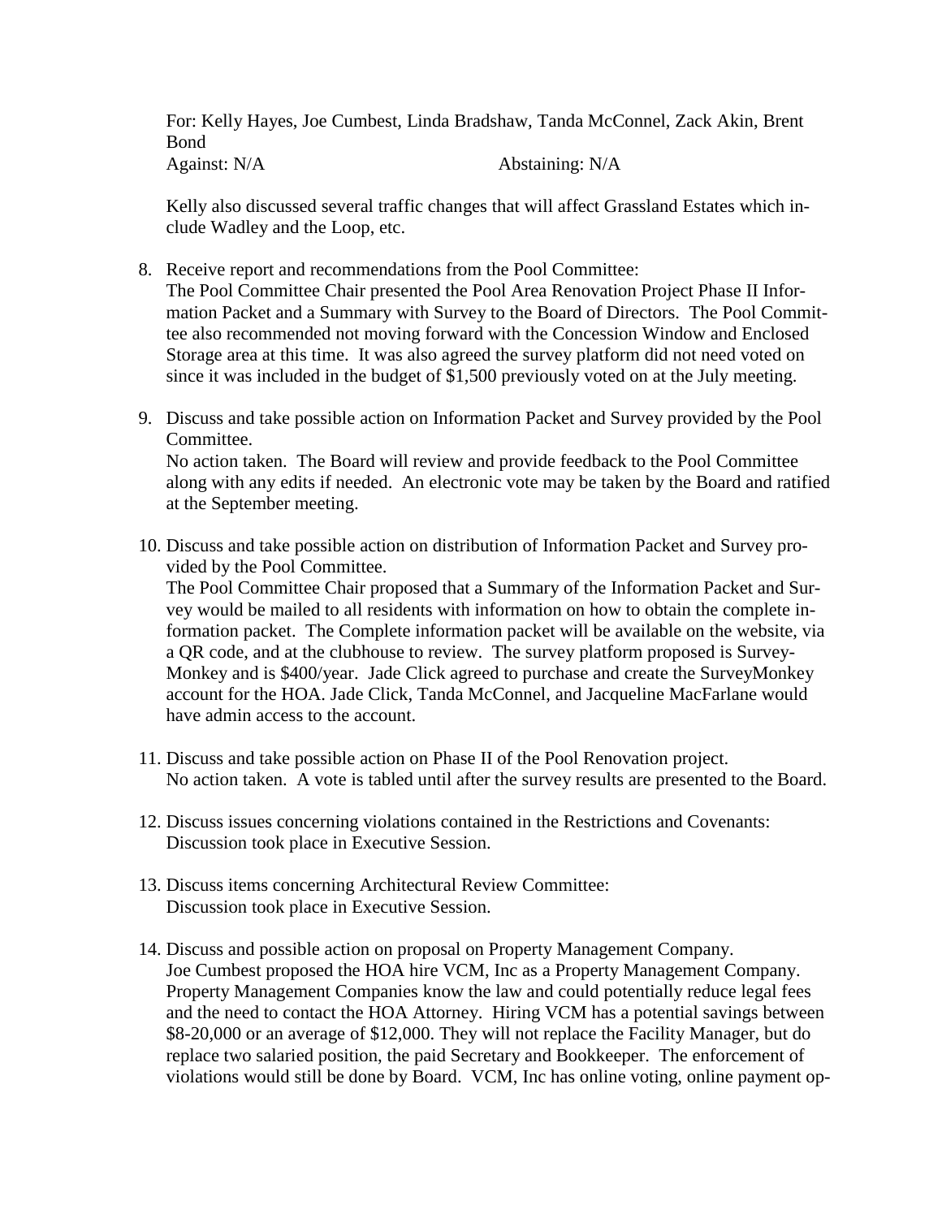For: Kelly Hayes, Joe Cumbest, Linda Bradshaw, Tanda McConnel, Zack Akin, Brent Bond
Against: N/A Abstaining: N/A

Kelly also discussed several traffic changes that will affect Grassland Estates which include Wadley and the Loop, etc.

8. Receive report and recommendations from the Pool Committee:
   The Pool Committee Chair presented the Pool Area Renovation Project Phase II Information Packet and a Summary with Survey to the Board of Directors. The Pool Committee also recommended not moving forward with the Concession Window and Enclosed Storage area at this time. It was also agreed the survey platform did not need voted on since it was included in the budget of $1,500 previously voted on at the July meeting.

9. Discuss and take possible action on Information Packet and Survey provided by the Pool Committee.
   No action taken. The Board will review and provide feedback to the Pool Committee along with any edits if needed. An electronic vote may be taken by the Board and ratified at the September meeting.

10. Discuss and take possible action on distribution of Information Packet and Survey provided by the Pool Committee.
    The Pool Committee Chair proposed that a Summary of the Information Packet and Survey would be mailed to all residents with information on how to obtain the complete information packet. The Complete information packet will be available on the website, via a QR code, and at the clubhouse to review. The survey platform proposed is SurveyMonkey and is $400/year. Jade Click agreed to purchase and create the SurveyMonkey account for the HOA. Jade Click, Tanda McConnel, and Jacqueline MacFarlane would have admin access to the account.

11. Discuss and take possible action on Phase II of the Pool Renovation project.
    No action taken. A vote is tabled until after the survey results are presented to the Board.

12. Discuss issues concerning violations contained in the Restrictions and Covenants:
    Discussion took place in Executive Session.

13. Discuss items concerning Architectural Review Committee:
    Discussion took place in Executive Session.

14. Discuss and possible action on proposal on Property Management Company.
    Joe Cumbest proposed the HOA hire VCM, Inc as a Property Management Company. Property Management Companies know the law and could potentially reduce legal fees and the need to contact the HOA Attorney. Hiring VCM has a potential savings between $8-20,000 or an average of $12,000. They will not replace the Facility Manager, but do replace two salaried position, the paid Secretary and Bookkeeper. The enforcement of violations would still be done by Board. VCM, Inc has online voting, online payment op-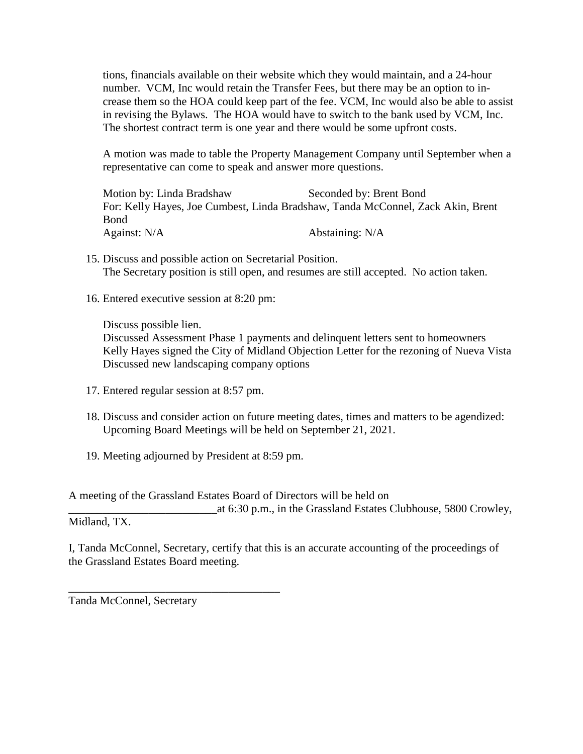tions, financials available on their website which they would maintain, and a 24-hour number. VCM, Inc would retain the Transfer Fees, but there may be an option to increase them so the HOA could keep part of the fee. VCM, Inc would also be able to assist in revising the Bylaws. The HOA would have to switch to the bank used by VCM, Inc. The shortest contract term is one year and there would be some upfront costs.

A motion was made to table the Property Management Company until September when a representative can come to speak and answer more questions.

Motion by: Linda Bradshaw Seconded by: Brent Bond
For: Kelly Hayes, Joe Cumbest, Linda Bradshaw, Tanda McConnel, Zack Akin, Brent Bond
Against: N/A Abstaining: N/A

15. Discuss and possible action on Secretarial Position.
    The Secretary position is still open, and resumes are still accepted. No action taken.

16. Entered executive session at 8:20 pm:

    Discuss possible lien.
    Discussed Assessment Phase 1 payments and delinquent letters sent to homeowners
    Kelly Hayes signed the City of Midland Objection Letter for the rezoning of Nueva Vista
    Discussed new landscaping company options

17. Entered regular session at 8:57 pm.

18. Discuss and consider action on future meeting dates, times and matters to be agendized:
    Upcoming Board Meetings will be held on September 21, 2021.

19. Meeting adjourned by President at 8:59 pm.

A meeting of the Grassland Estates Board of Directors will be held on __________________________at 6:30 p.m., in the Grassland Estates Clubhouse, 5800 Crowley, Midland, TX.

I, Tanda McConnel, Secretary, certify that this is an accurate accounting of the proceedings of the Grassland Estates Board meeting.

______________________________________
Tanda McConnel, Secretary